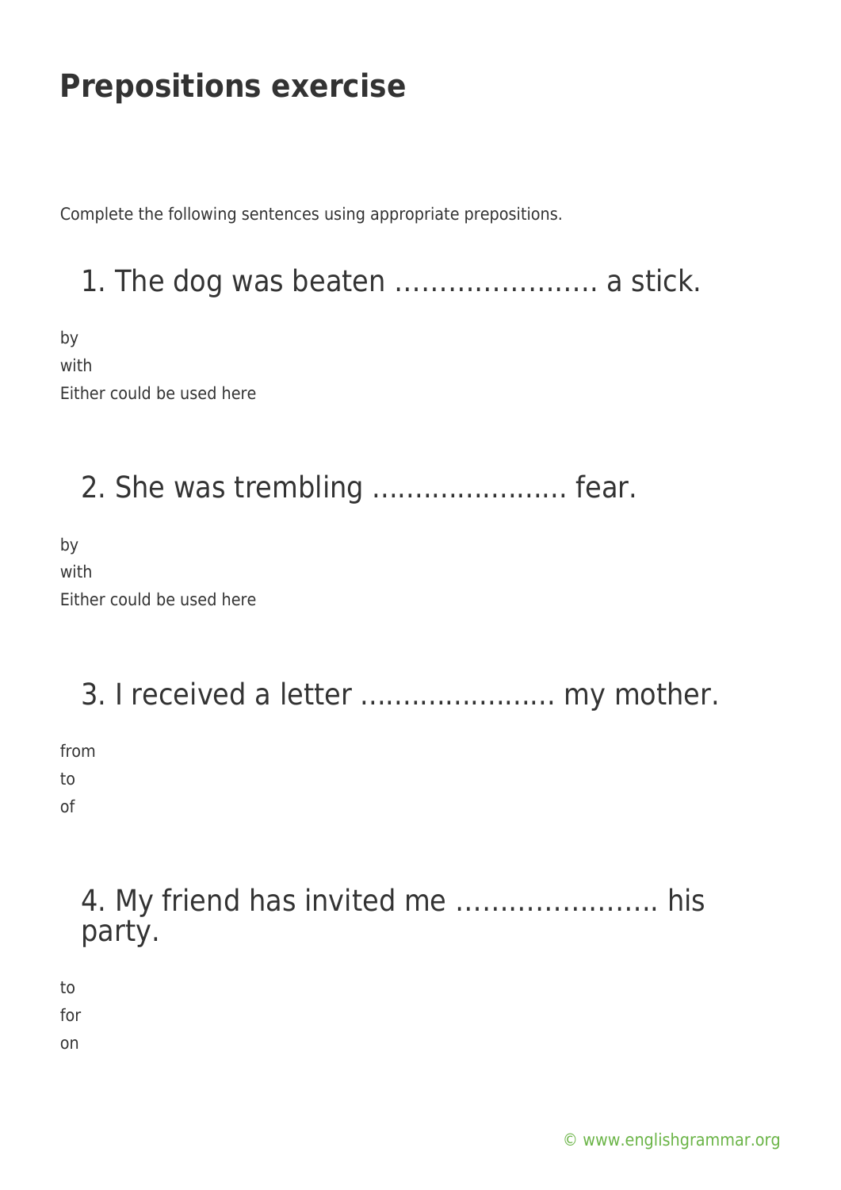# Prepositions exercise

Complete the following sentences using appropriate prepositions.

## 1. The dog was beaten ………………….. a stick.

by
with
Either could be used here

## 2. She was trembling ………………….. fear.

by
with
Either could be used here

## 3. I received a letter ………………….. my mother.

from
to
of

## 4. My friend has invited me ………………….. his party.

to
for
on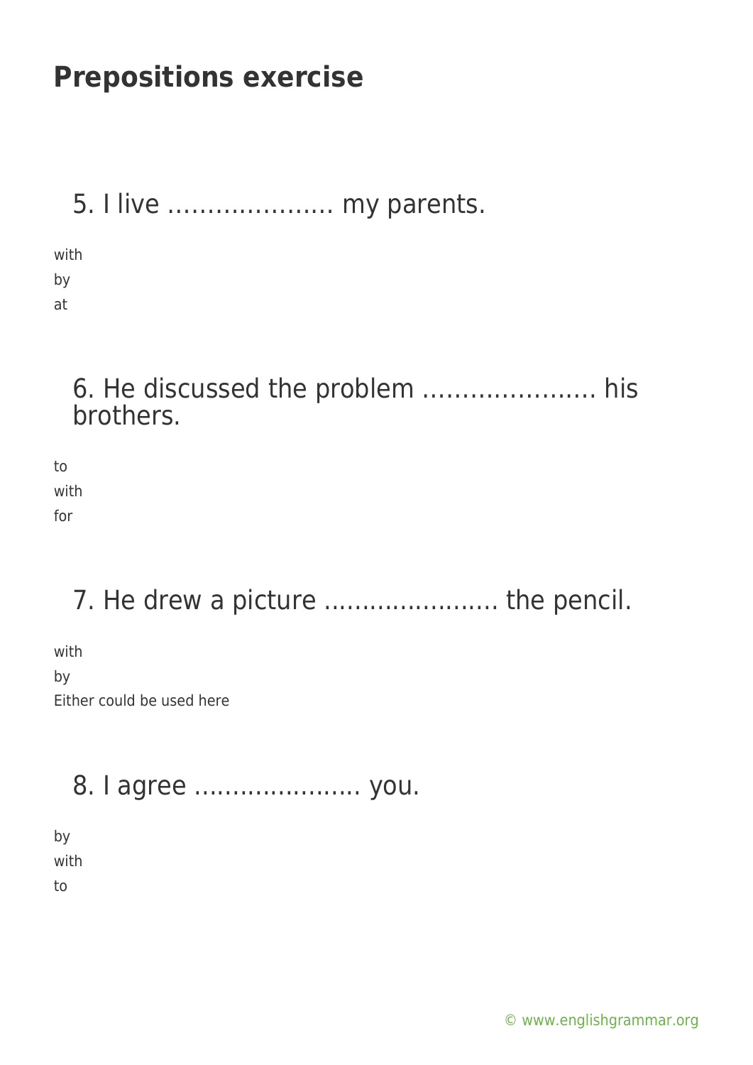# Prepositions exercise

5. I live ………………… my parents.

with
by
at

6. He discussed the problem …………………. his brothers.

to
with
for

7. He drew a picture ………………….. the pencil.

with
by
Either could be used here

8. I agree …………………. you.

by
with
to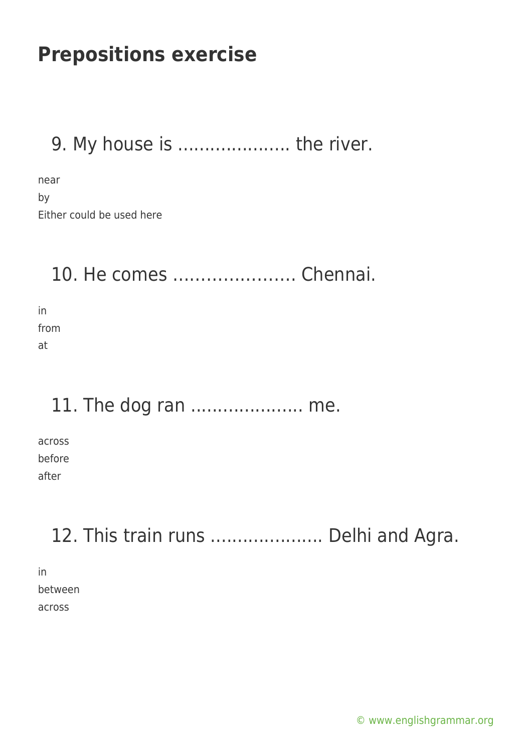# Prepositions exercise

9. My house is ………………… the river.

near
by
Either could be used here

10. He comes …………………. Chennai.

in
from
at

11. The dog ran ………………… me.

across
before
after

12. This train runs ………………… Delhi and Agra.

in
between
across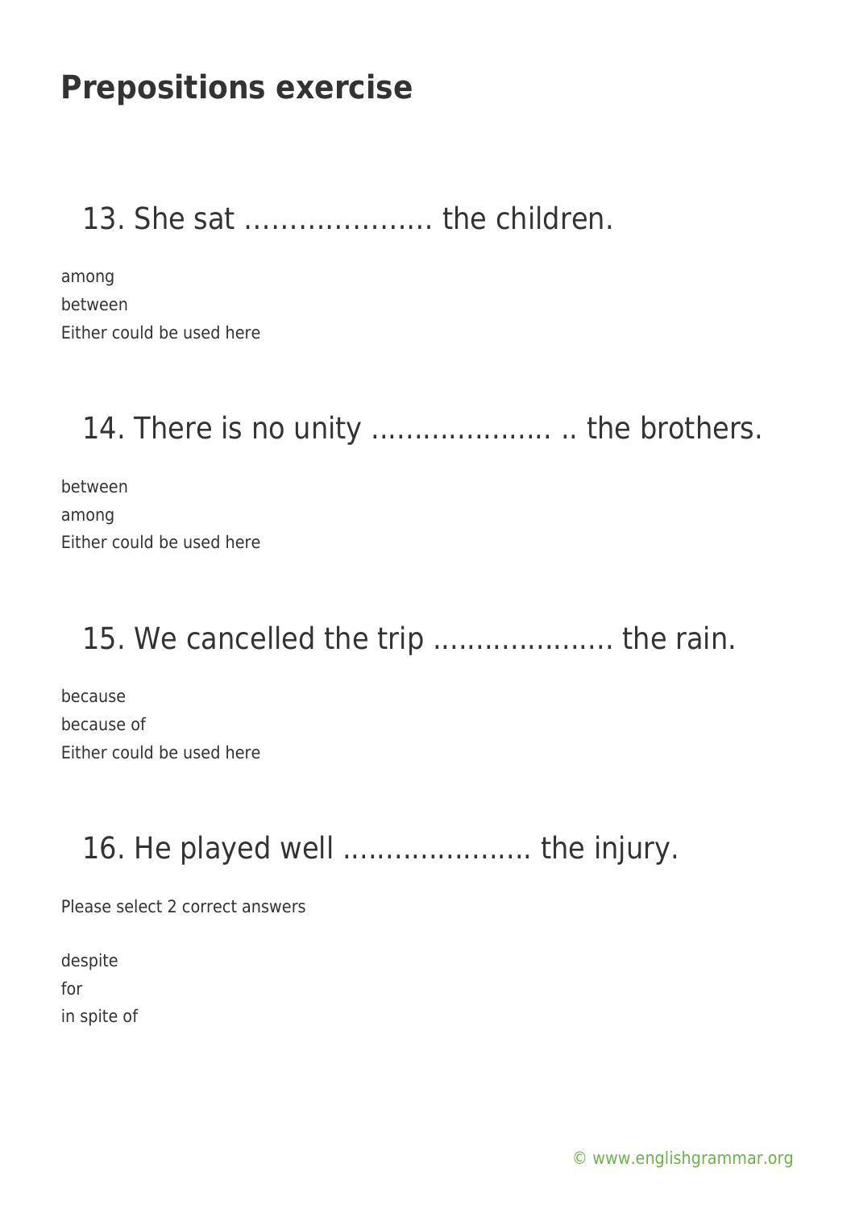# Prepositions exercise

## 13. She sat ………………… the children.

among
between
Either could be used here

## 14. There is no unity ………………… .. the brothers.

between
among
Either could be used here

## 15. We cancelled the trip ………………… the rain.

because
because of
Either could be used here

## 16. He played well ………………… the injury.

Please select 2 correct answers

despite
for
in spite of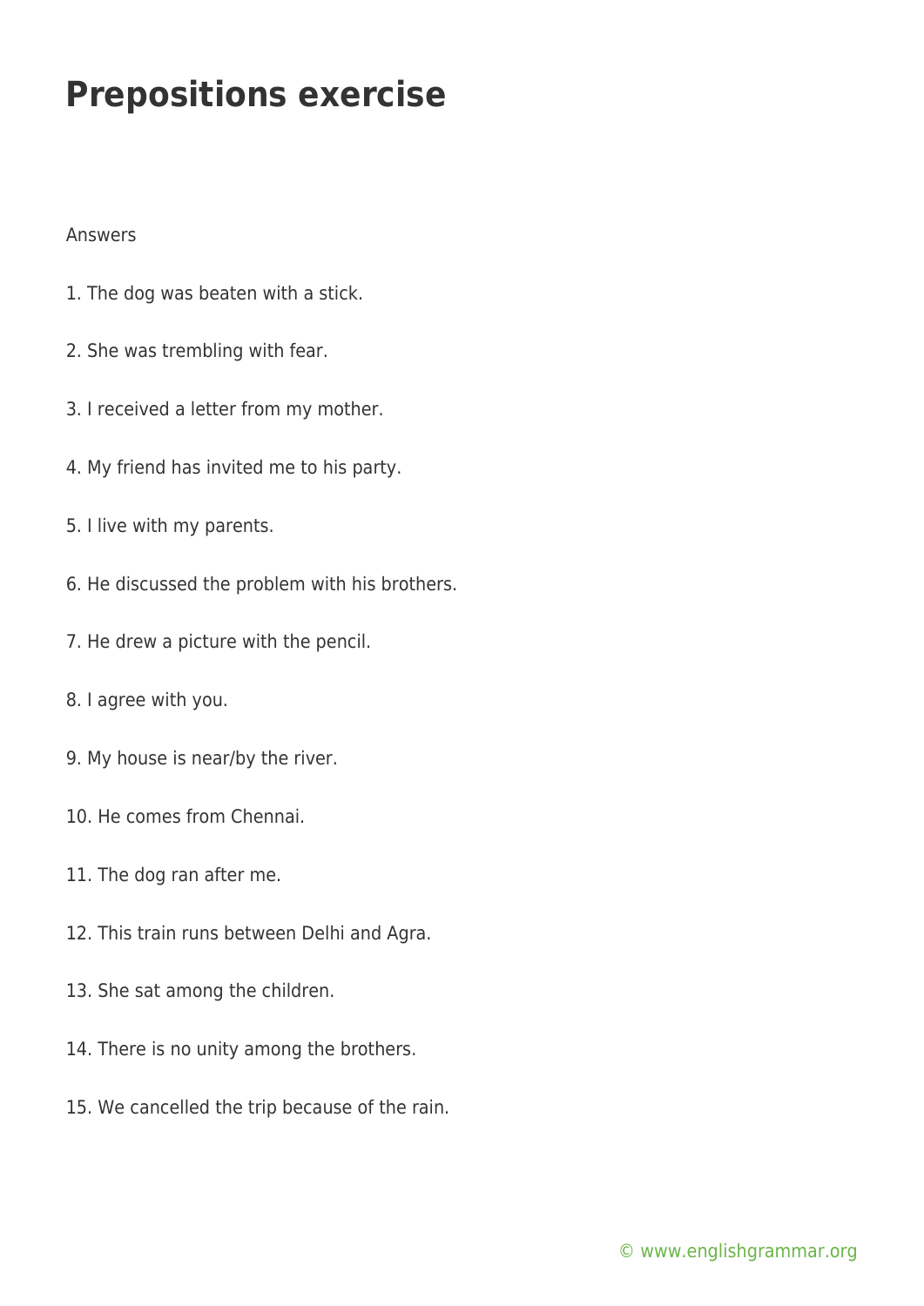# Prepositions exercise

Answers

1. The dog was beaten with a stick.

2. She was trembling with fear.

3. I received a letter from my mother.

4. My friend has invited me to his party.

5. I live with my parents.

6. He discussed the problem with his brothers.

7. He drew a picture with the pencil.

8. I agree with you.

9. My house is near/by the river.

10. He comes from Chennai.

11. The dog ran after me.

12. This train runs between Delhi and Agra.

13. She sat among the children.

14. There is no unity among the brothers.

15. We cancelled the trip because of the rain.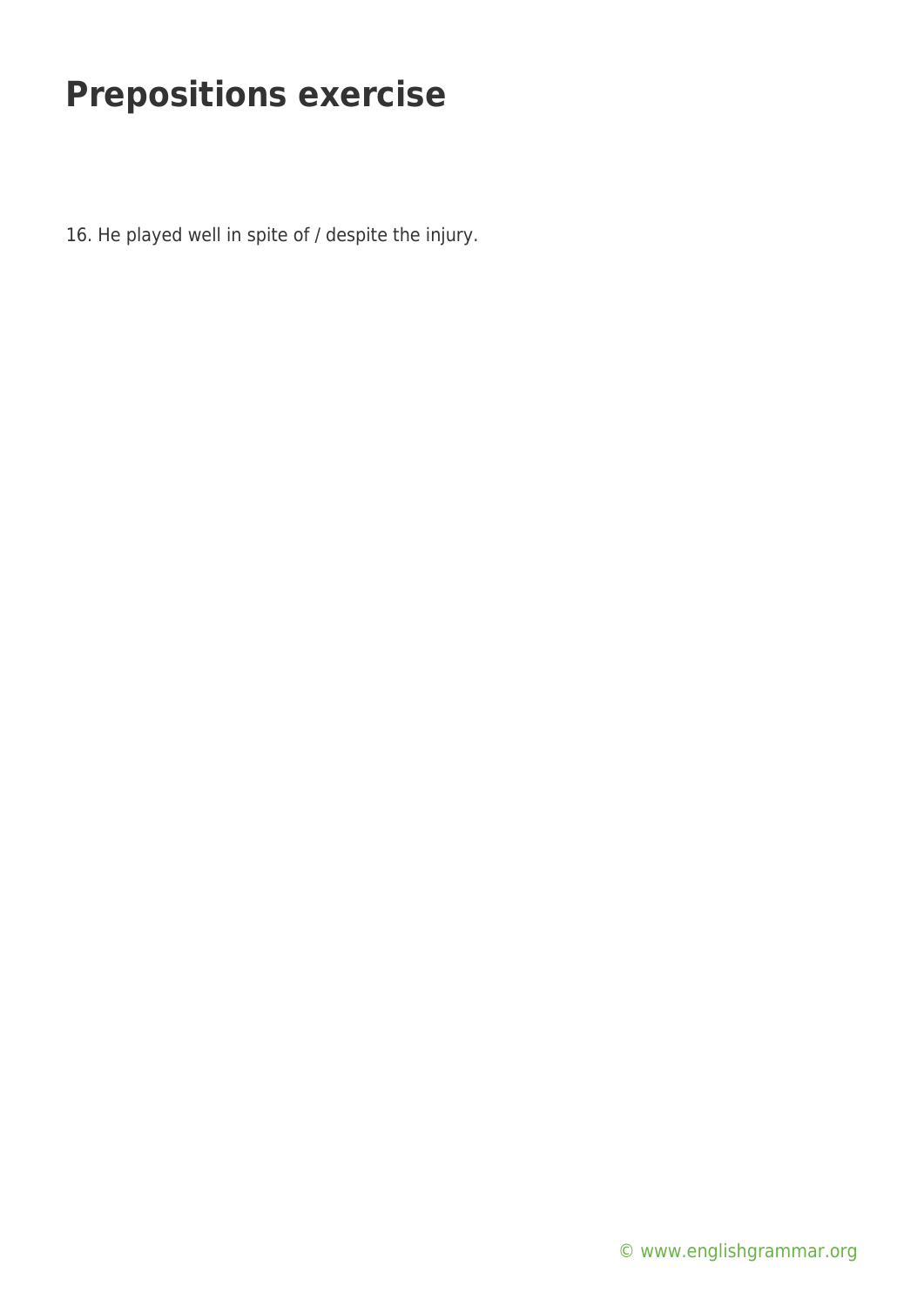# Prepositions exercise

16. He played well in spite of / despite the injury.